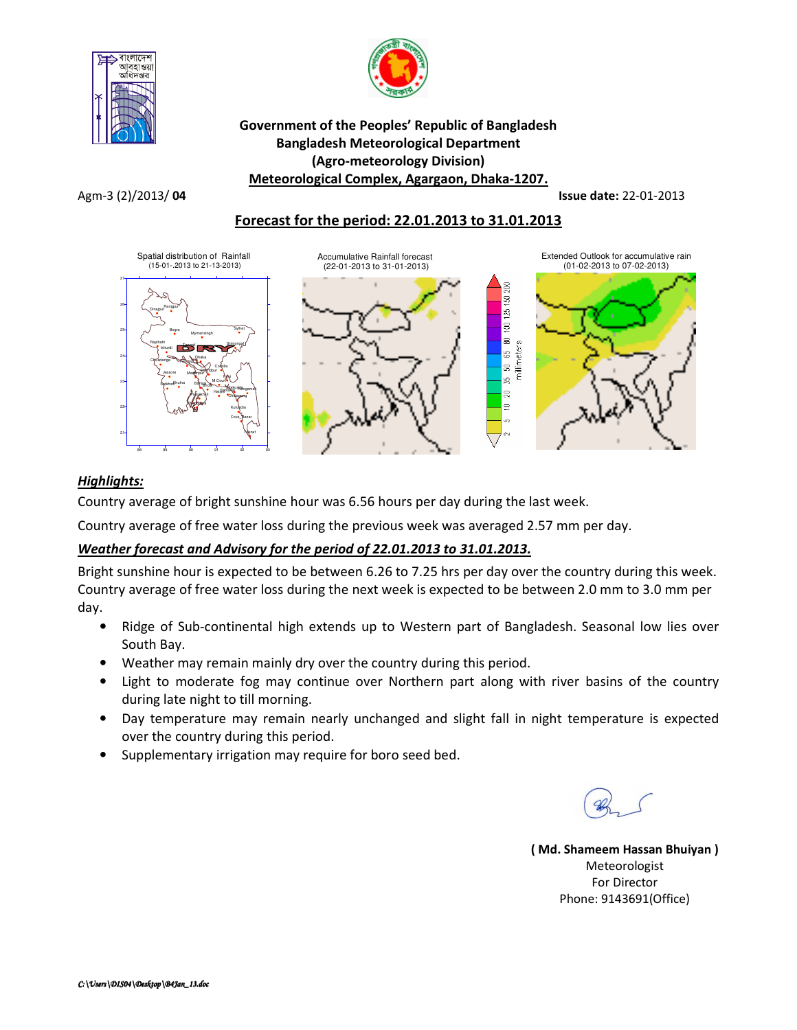**Government of the Peoples' Republic of Bangladesh**
**Bangladesh Meteorological Department**
**(Agro-meteorology Division)**
**Meteorological Complex, Agargaon, Dhaka-1207.**

Agm-3 (2)/2013/ **04** **Issue date:** 22-01-2013

## Forecast for the period: 22.01.2013 to 31.01.2013

Spatial distribution of Rainfall (15-01-.2013 to 21-13-2013)

Accumulative Rainfall forecast (22-01-2013 to 31-01-2013)

Extended Outlook for accumulative rain (01-02-2013 to 07-02-2013)

### *Highlights:*

Country average of bright sunshine hour was 6.56 hours per day during the last week.

Country average of free water loss during the previous week was averaged 2.57 mm per day.

### *Weather forecast and Advisory for the period of 22.01.2013 to 31.01.2013.*

Bright sunshine hour is expected to be between 6.26 to 7.25 hrs per day over the country during this week. Country average of free water loss during the next week is expected to be between 2.0 mm to 3.0 mm per day.

- Ridge of Sub-continental high extends up to Western part of Bangladesh. Seasonal low lies over South Bay.
- Weather may remain mainly dry over the country during this period.
- Light to moderate fog may continue over Northern part along with river basins of the country during late night to till morning.
- Day temperature may remain nearly unchanged and slight fall in night temperature is expected over the country during this period.
- Supplementary irrigation may require for boro seed bed.

**( Md. Shameem Hassan Bhuiyan )**
Meteorologist
For Director
Phone: 9143691(Office)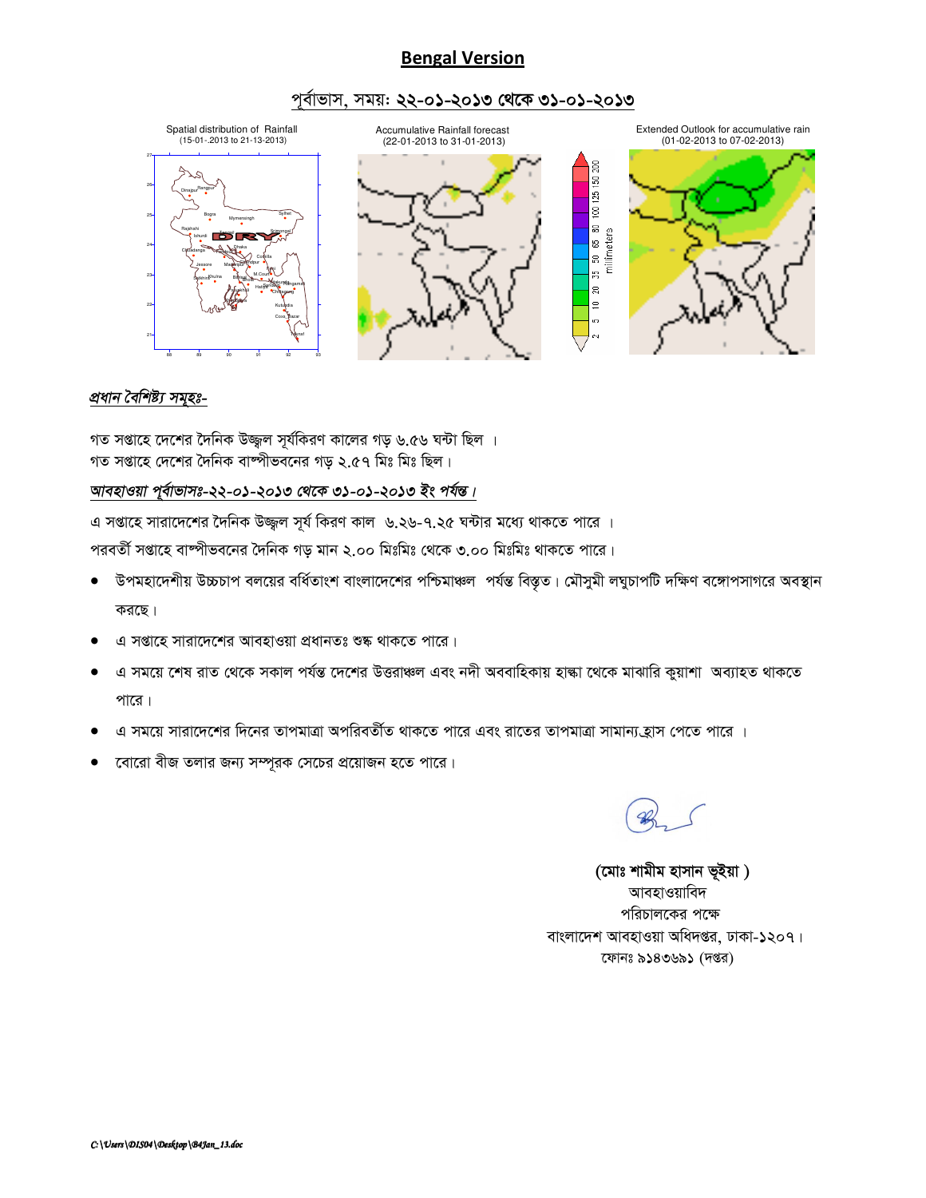## Bengal Version

### পূর্বাভাস, সময়: ২২-০১-২০১৩ থেকে ৩১-০১-২০১৩

Spatial distribution of Rainfall (15-01-.2013 to 21-13-2013)

Accumulative Rainfall forecast (22-01-2013 to 31-01-2013)

Extended Outlook for accumulative rain (01-02-2013 to 07-02-2013)

*প্রধান বৈশিষ্ট্য সমূহঃ-*

গত সপ্তাহে দেশের দৈনিক উজ্জ্বল সূর্যকিরণ কালের গড় ৬.৫৬ ঘন্টা ছিল ।
গত সপ্তাহে দেশের দৈনিক বাষ্পীভবনের গড় ২.৫৭ মিঃ মিঃ ছিল।

*আবহাওয়া পূর্বাভাসঃ-২২-০১-২০১৩ থেকে ৩১-০১-২০১৩ ইং পর্যন্ত।*

এ সপ্তাহে সারাদেশের দৈনিক উজ্জ্বল সূর্য কিরণ কাল ৬.২৬-৭.২৫ ঘন্টার মধ্যে থাকতে পারে ।

পরবর্তী সপ্তাহে বাষ্পীভবনের দৈনিক গড় মান ২.০০ মিঃমিঃ থেকে ৩.০০ মিঃমিঃ থাকতে পারে।

- উপমহাদেশীয় উচ্চচাপ বলয়ের বর্ধিতাংশ বাংলাদেশের পশ্চিমাঞ্চল পর্যন্ত বিস্তৃত। মৌসুমী লঘুচাপটি দক্ষিণ বঙ্গোপসাগরে অবস্থান করছে।
- এ সপ্তাহে সারাদেশের আবহাওয়া প্রধানতঃ শুষ্ক থাকতে পারে।
- এ সময়ে শেষ রাত থেকে সকাল পর্যন্ত দেশের উত্তরাঞ্চল এবং নদী অববাহিকায় হাল্কা থেকে মাঝারি কুয়াশা অব্যাহত থাকতে পারে।
- এ সময়ে সারাদেশের দিনের তাপমাত্রা অপরিবর্তীত থাকতে পারে এবং রাতের তাপমাত্রা সামান্য হ্রাস পেতে পারে ।
- বোরো বীজ তলার জন্য সম্পূরক সেচের প্রয়োজন হতে পারে।

**(মোঃ শামীম হাসান ভূইয়া )**
আবহাওয়াবিদ
পরিচালকের পক্ষে
বাংলাদেশ আবহাওয়া অধিদপ্তর, ঢাকা-১২০৭।
ফোনঃ ৯১৪৩৬৯১ (দপ্তর)

*C:\Users\DIS04\Desktop\B4Jan_13.doc*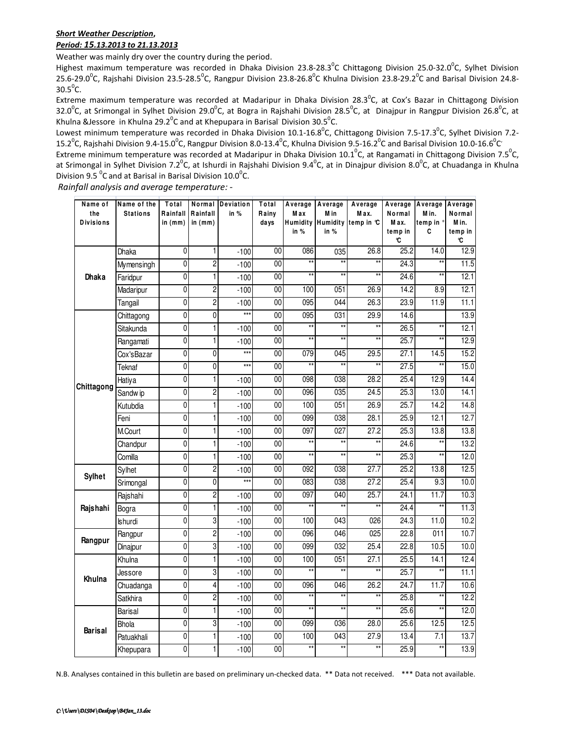***Short Weather Description,***

***Period: 15.13.2013 to 21.13.2013***

Weather was mainly dry over the country during the period.

Highest maximum temperature was recorded in Dhaka Division 23.8-28.3$^0$C Chittagong Division 25.0-32.0$^0$C, Sylhet Division 25.6-29.0$^0$C, Rajshahi Division 23.5-28.5$^0$C, Rangpur Division 23.8-26.8$^0$C Khulna Division 23.8-29.2$^0$C and Barisal Division 24.8-30.5$^0$C.

Extreme maximum temperature was recorded at Madaripur in Dhaka Division 28.3$^0$C, at Cox's Bazar in Chittagong Division 32.0$^0$C, at Srimongal in Sylhet Division 29.0$^0$C, at Bogra in Rajshahi Division 28.5$^0$C, at Dinajpur in Rangpur Division 26.8$^0$C, at Khulna &Jessore in Khulna 29.2$^0$C and at Khepupara in Barisal Division 30.5$^0$C.

Lowest minimum temperature was recorded in Dhaka Division 10.1-16.8$^0$C, Chittagong Division 7.5-17.3$^0$C, Sylhet Division 7.2-15.2$^0$C, Rajshahi Division 9.4-15.0$^0$C, Rangpur Division 8.0-13.4$^0$C, Khulna Division 9.5-16.2$^0$C and Barisal Division 10.0-16.6$^0$C

Extreme minimum temperature was recorded at Madaripur in Dhaka Division 10.1$^0$C, at Rangamati in Chittagong Division 7.5$^0$C, at Srimongal in Sylhet Division 7.2$^0$C, at Ishurdi in Rajshahi Division 9.4$^0$C, at in Dinajpur division 8.0$^0$C, at Chuadanga in Khulna Division 9.5 $^0$C and at Barisal in Barisal Division 10.0$^0$C.

*Rainfall analysis and average temperature: -*

| Name of the Divisions | Name of the Stations | Total Rainfall in (mm) | Normal Rainfall in (mm) | Deviation in % | Total Rainy days | Average Max Humidity in % | Average Min Humidity in % | Average Max. temp in ℃ | Average Normal Max. temp in ℃ | Average Min. temp in ° C | Average Normal Min. temp in ℃ |
|---|---|---|---|---|---|---|---|---|---|---|---|
| Dhaka | Dhaka | 0 | 1 | -100 | 00 | 086 | 035 | 26.8 | 25.2 | 14.0 | 12.9 |
| | Mymensingh | 0 | 2 | -100 | 00 | ** | ** | ** | 24.3 | ** | 11.5 |
| | Faridpur | 0 | 1 | -100 | 00 | ** | ** | ** | 24.6 | ** | 12.1 |
| | Madaripur | 0 | 2 | -100 | 00 | 100 | 051 | 26.9 | 14.2 | 8.9 | 12.1 |
| | Tangail | 0 | 2 | -100 | 00 | 095 | 044 | 26.3 | 23.9 | 11.9 | 11.1 |
| Chittagong | Chittagong | 0 | 0 | *** | 00 | 095 | 031 | 29.9 | 14.6 | | 13.9 |
| | Sitakunda | 0 | 1 | -100 | 00 | ** | ** | ** | 26.5 | ** | 12.1 |
| | Rangamati | 0 | 1 | -100 | 00 | ** | ** | ** | 25.7 | ** | 12.9 |
| | Cox'sBazar | 0 | 0 | *** | 00 | 079 | 045 | 29.5 | 27.1 | 14.5 | 15.2 |
| | Teknaf | 0 | 0 | *** | 00 | ** | ** | ** | 27.5 | ** | 15.0 |
| | Hatiya | 0 | 1 | -100 | 00 | 098 | 038 | 28.2 | 25.4 | 12.9 | 14.4 |
| | Sandw ip | 0 | 2 | -100 | 00 | 096 | 035 | 24.5 | 25.3 | 13.0 | 14.1 |
| | Kutubdia | 0 | 1 | -100 | 00 | 100 | 051 | 26.9 | 25.7 | 14.2 | 14.8 |
| | Feni | 0 | 1 | -100 | 00 | 099 | 038 | 28.1 | 25.9 | 12.1 | 12.7 |
| | M.Court | 0 | 1 | -100 | 00 | 097 | 027 | 27.2 | 25.3 | 13.8 | 13.8 |
| | Chandpur | 0 | 1 | -100 | 00 | ** | ** | ** | 24.6 | ** | 13.2 |
| | Comilla | 0 | 1 | -100 | 00 | ** | ** | ** | 25.3 | ** | 12.0 |
| Sylhet | Sylhet | 0 | 2 | -100 | 00 | 092 | 038 | 27.7 | 25.2 | 13.8 | 12.5 |
| | Srimongal | 0 | 0 | *** | 00 | 083 | 038 | 27.2 | 25.4 | 9.3 | 10.0 |
| Rajshahi | Rajshahi | 0 | 2 | -100 | 00 | 097 | 040 | 25.7 | 24.1 | 11.7 | 10.3 |
| | Bogra | 0 | 1 | -100 | 00 | ** | ** | ** | 24.4 | ** | 11.3 |
| | Ishurdi | 0 | 3 | -100 | 00 | 100 | 043 | 026 | 24.3 | 11.0 | 10.2 |
| Rangpur | Rangpur | 0 | 2 | -100 | 00 | 096 | 046 | 025 | 22.8 | 011 | 10.7 |
| | Dinajpur | 0 | 3 | -100 | 00 | 099 | 032 | 25.4 | 22.8 | 10.5 | 10.0 |
| Khulna | Khulna | 0 | 1 | -100 | 00 | 100 | 051 | 27.1 | 25.5 | 14.1 | 12.4 |
| | Jessore | 0 | 3 | -100 | 00 | ** | ** | ** | 25.7 | ** | 11.1 |
| | Chuadanga | 0 | 4 | -100 | 00 | 096 | 046 | 26.2 | 24.7 | 11.7 | 10.6 |
| | Satkhira | 0 | 2 | -100 | 00 | ** | ** | ** | 25.8 | ** | 12.2 |
| Barisal | Barisal | 0 | 1 | -100 | 00 | ** | ** | ** | 25.6 | ** | 12.0 |
| | Bhola | 0 | 3 | -100 | 00 | 099 | 036 | 28.0 | 25.6 | 12.5 | 12.5 |
| | Patuakhali | 0 | 1 | -100 | 00 | 100 | 043 | 27.9 | 13.4 | 7.1 | 13.7 |
| | Khepupara | 0 | 1 | -100 | 00 | ** | ** | ** | 25.9 | ** | 13.9 |

N.B. Analyses contained in this bulletin are based on preliminary un-checked data. ** Data not received. *** Data not available.

*C:\Users\DIS04\Desktop\B4Jan_13.doc*